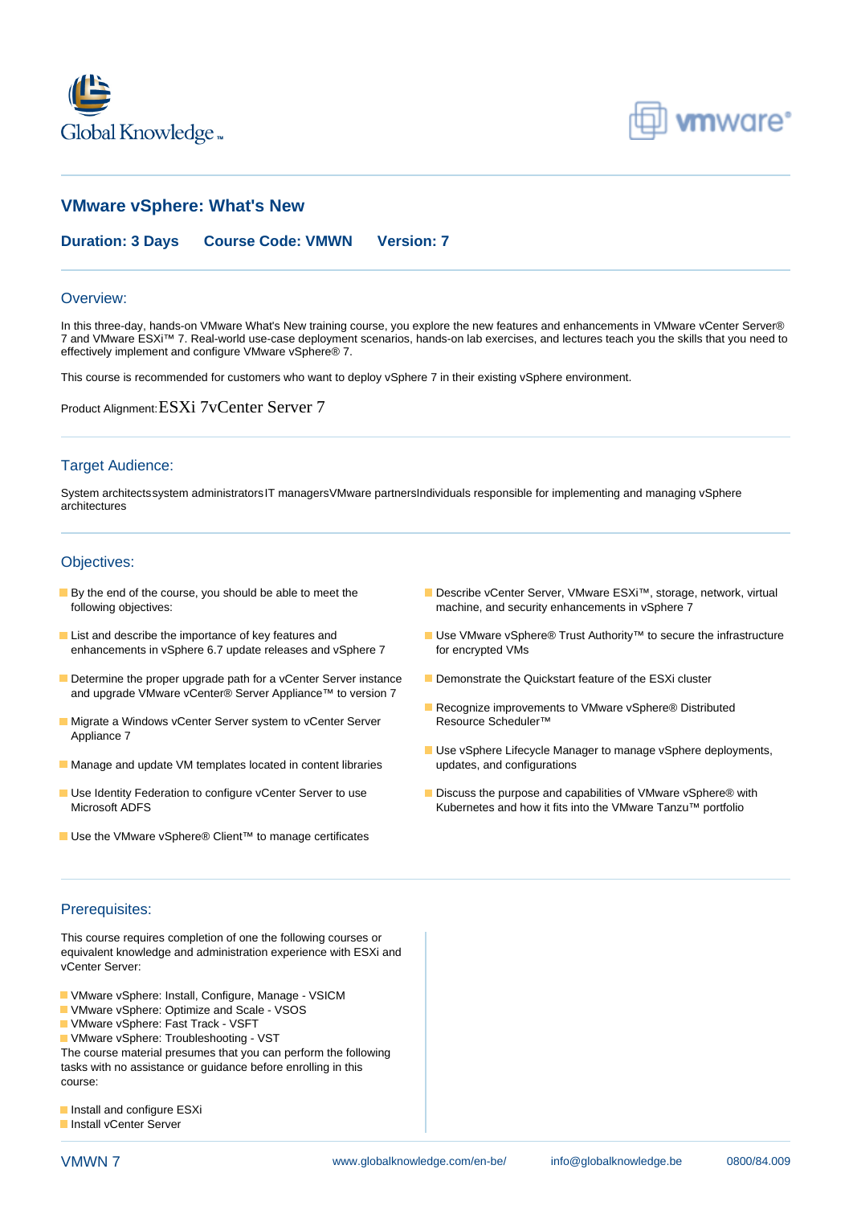# VMware vSphere: What's New

**Duration: 3 Days** **Course Code: VMWN** **Version: 7**

## Overview:

In this three-day, hands-on VMware What's New training course, you explore the new features and enhancements in VMware vCenter Server® 7 and VMware ESXi™ 7. Real-world use-case deployment scenarios, hands-on lab exercises, and lectures teach you the skills that you need to effectively implement and configure VMware vSphere® 7.

This course is recommended for customers who want to deploy vSphere 7 in their existing vSphere environment.

Product Alignment: ESXi 7vCenter Server 7

## Target Audience:

System architectssystem administratorsIT managersVMware partnersIndividuals responsible for implementing and managing vSphere architectures

## Objectives:

- By the end of the course, you should be able to meet the following objectives:
- List and describe the importance of key features and enhancements in vSphere 6.7 update releases and vSphere 7
- Determine the proper upgrade path for a vCenter Server instance and upgrade VMware vCenter® Server Appliance™ to version 7
- Migrate a Windows vCenter Server system to vCenter Server Appliance 7
- Manage and update VM templates located in content libraries
- Use Identity Federation to configure vCenter Server to use Microsoft ADFS
- Use the VMware vSphere® Client™ to manage certificates
- Describe vCenter Server, VMware ESXi™, storage, network, virtual machine, and security enhancements in vSphere 7
- Use VMware vSphere® Trust Authority™ to secure the infrastructure for encrypted VMs
- Demonstrate the Quickstart feature of the ESXi cluster
- Recognize improvements to VMware vSphere® Distributed Resource Scheduler™
- Use vSphere Lifecycle Manager to manage vSphere deployments, updates, and configurations
- Discuss the purpose and capabilities of VMware vSphere® with Kubernetes and how it fits into the VMware Tanzu™ portfolio

## Prerequisites:

This course requires completion of one the following courses or equivalent knowledge and administration experience with ESXi and vCenter Server:

- VMware vSphere: Install, Configure, Manage - VSICM
- VMware vSphere: Optimize and Scale - VSOS
- VMware vSphere: Fast Track - VSFT
- VMware vSphere: Troubleshooting - VST

The course material presumes that you can perform the following tasks with no assistance or guidance before enrolling in this course:

- Install and configure ESXi
- Install vCenter Server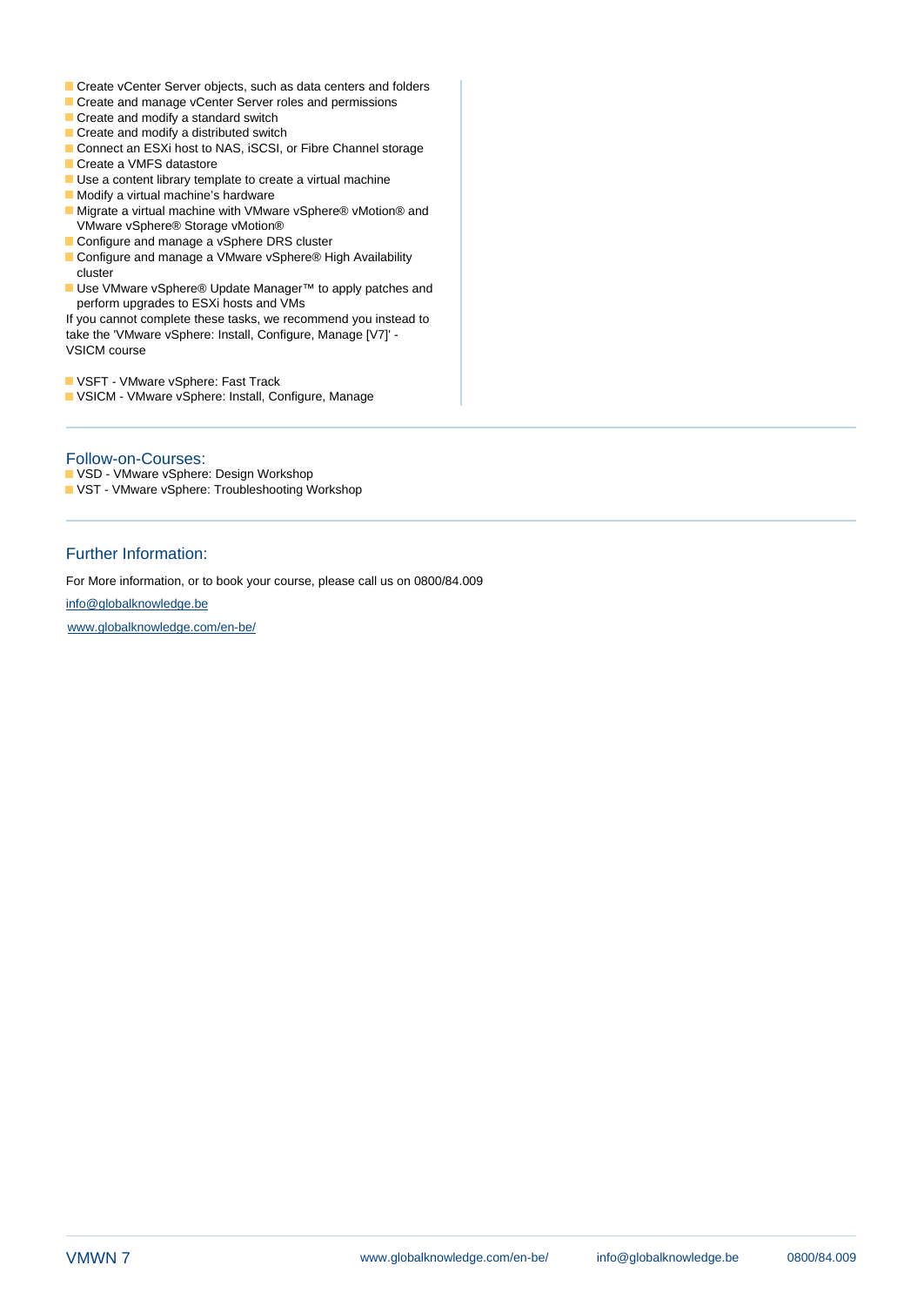- Create vCenter Server objects, such as data centers and folders
- Create and manage vCenter Server roles and permissions
- Create and modify a standard switch
- Create and modify a distributed switch
- Connect an ESXi host to NAS, iSCSI, or Fibre Channel storage
- Create a VMFS datastore
- Use a content library template to create a virtual machine
- Modify a virtual machine's hardware
- Migrate a virtual machine with VMware vSphere® vMotion® and VMware vSphere® Storage vMotion®
- Configure and manage a vSphere DRS cluster
- Configure and manage a VMware vSphere® High Availability cluster
- Use VMware vSphere® Update Manager™ to apply patches and perform upgrades to ESXi hosts and VMs

If you cannot complete these tasks, we recommend you instead to take the 'VMware vSphere: Install, Configure, Manage [V7]' - VSICM course

- VSFT - VMware vSphere: Fast Track
- VSICM - VMware vSphere: Install, Configure, Manage

## Follow-on-Courses:

- VSD - VMware vSphere: Design Workshop
- VST - VMware vSphere: Troubleshooting Workshop

## Further Information:

For More information, or to book your course, please call us on 0800/84.009

info@globalknowledge.be

www.globalknowledge.com/en-be/